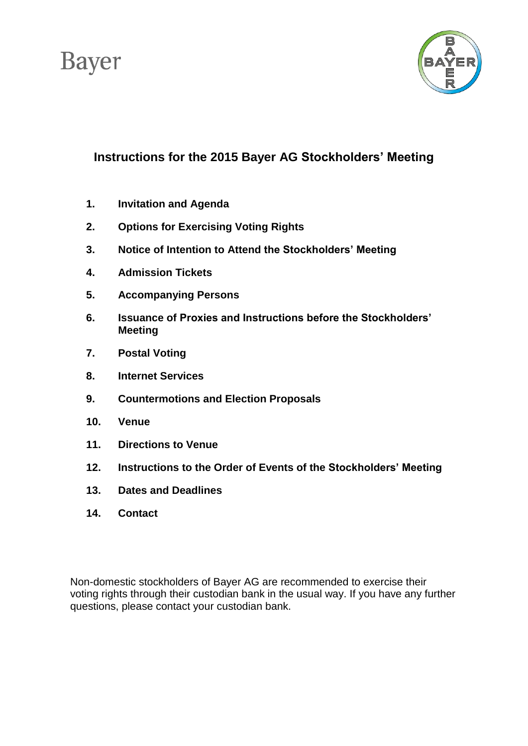Bayer

# Instructions for the 2015 Bayer AG Stockholders' Meeting

1. **Invitation and Agenda**
2. **Options for Exercising Voting Rights**
3. **Notice of Intention to Attend the Stockholders' Meeting**
4. **Admission Tickets**
5. **Accompanying Persons**
6. **Issuance of Proxies and Instructions before the Stockholders' Meeting**
7. **Postal Voting**
8. **Internet Services**
9. **Countermotions and Election Proposals**
10. **Venue**
11. **Directions to Venue**
12. **Instructions to the Order of Events of the Stockholders' Meeting**
13. **Dates and Deadlines**
14. **Contact**

Non-domestic stockholders of Bayer AG are recommended to exercise their voting rights through their custodian bank in the usual way. If you have any further questions, please contact your custodian bank.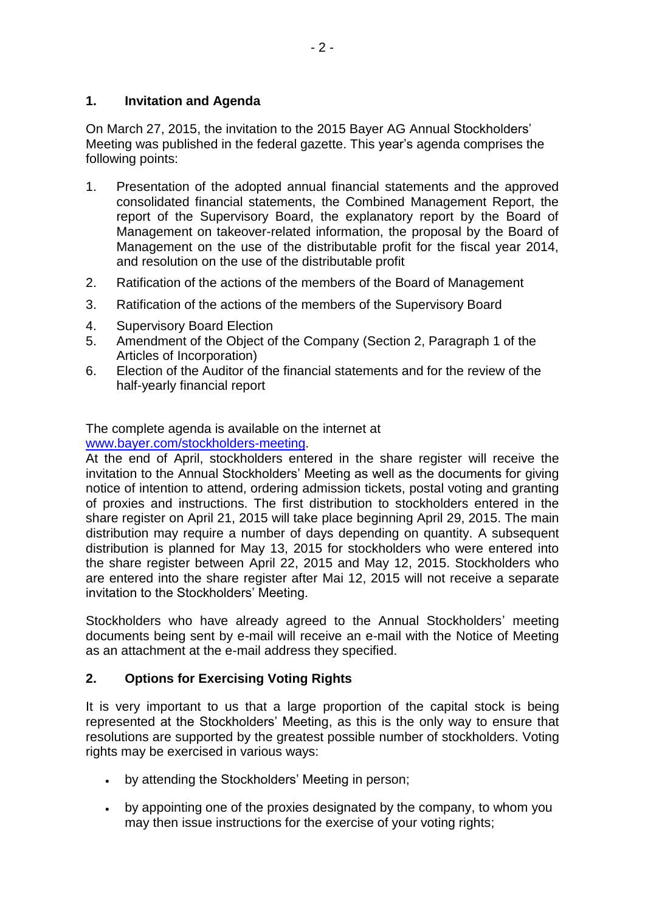## 1. Invitation and Agenda

On March 27, 2015, the invitation to the 2015 Bayer AG Annual Stockholders' Meeting was published in the federal gazette. This year's agenda comprises the following points:

1. Presentation of the adopted annual financial statements and the approved consolidated financial statements, the Combined Management Report, the report of the Supervisory Board, the explanatory report by the Board of Management on takeover-related information, the proposal by the Board of Management on the use of the distributable profit for the fiscal year 2014, and resolution on the use of the distributable profit
2. Ratification of the actions of the members of the Board of Management
3. Ratification of the actions of the members of the Supervisory Board
4. Supervisory Board Election
5. Amendment of the Object of the Company (Section 2, Paragraph 1 of the Articles of Incorporation)
6. Election of the Auditor of the financial statements and for the review of the half-yearly financial report

The complete agenda is available on the internet at [www.bayer.com/stockholders-meeting](http://www.bayer.com/stockholders-meeting).

At the end of April, stockholders entered in the share register will receive the invitation to the Annual Stockholders' Meeting as well as the documents for giving notice of intention to attend, ordering admission tickets, postal voting and granting of proxies and instructions. The first distribution to stockholders entered in the share register on April 21, 2015 will take place beginning April 29, 2015. The main distribution may require a number of days depending on quantity. A subsequent distribution is planned for May 13, 2015 for stockholders who were entered into the share register between April 22, 2015 and May 12, 2015. Stockholders who are entered into the share register after Mai 12, 2015 will not receive a separate invitation to the Stockholders' Meeting.

Stockholders who have already agreed to the Annual Stockholders' meeting documents being sent by e-mail will receive an e-mail with the Notice of Meeting as an attachment at the e-mail address they specified.

## 2. Options for Exercising Voting Rights

It is very important to us that a large proportion of the capital stock is being represented at the Stockholders' Meeting, as this is the only way to ensure that resolutions are supported by the greatest possible number of stockholders. Voting rights may be exercised in various ways:

- by attending the Stockholders' Meeting in person;
- by appointing one of the proxies designated by the company, to whom you may then issue instructions for the exercise of your voting rights;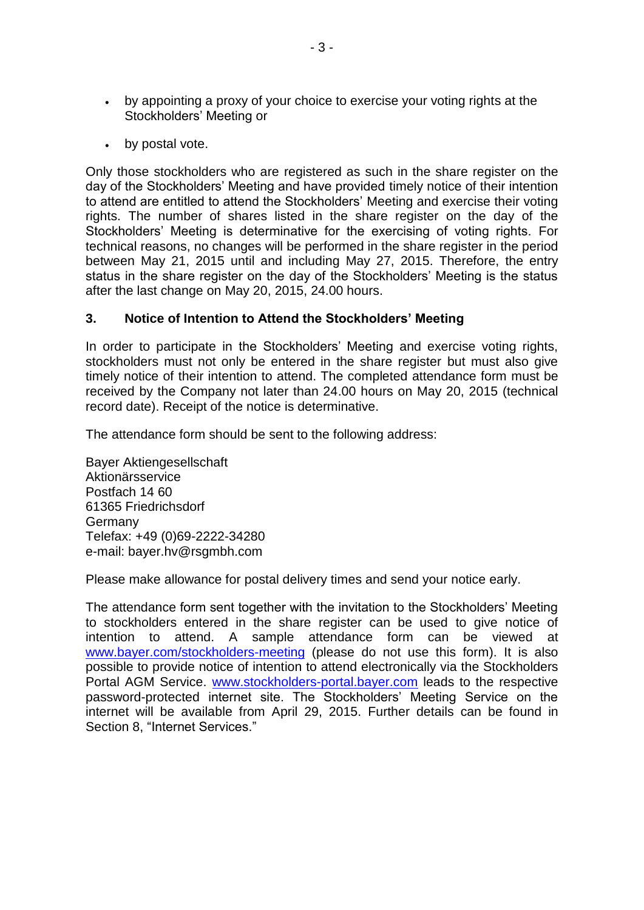- by appointing a proxy of your choice to exercise your voting rights at the Stockholders' Meeting or
- by postal vote.

Only those stockholders who are registered as such in the share register on the day of the Stockholders' Meeting and have provided timely notice of their intention to attend are entitled to attend the Stockholders' Meeting and exercise their voting rights. The number of shares listed in the share register on the day of the Stockholders' Meeting is determinative for the exercising of voting rights. For technical reasons, no changes will be performed in the share register in the period between May 21, 2015 until and including May 27, 2015. Therefore, the entry status in the share register on the day of the Stockholders' Meeting is the status after the last change on May 20, 2015, 24.00 hours.

### 3. Notice of Intention to Attend the Stockholders' Meeting

In order to participate in the Stockholders' Meeting and exercise voting rights, stockholders must not only be entered in the share register but must also give timely notice of their intention to attend. The completed attendance form must be received by the Company not later than 24.00 hours on May 20, 2015 (technical record date). Receipt of the notice is determinative.

The attendance form should be sent to the following address:

Bayer Aktiengesellschaft
Aktionärsservice
Postfach 14 60
61365 Friedrichsdorf
Germany
Telefax: +49 (0)69-2222-34280
e-mail: bayer.hv@rsgmbh.com

Please make allowance for postal delivery times and send your notice early.

The attendance form sent together with the invitation to the Stockholders' Meeting to stockholders entered in the share register can be used to give notice of intention to attend. A sample attendance form can be viewed at www.bayer.com/stockholders-meeting (please do not use this form). It is also possible to provide notice of intention to attend electronically via the Stockholders Portal AGM Service. www.stockholders-portal.bayer.com leads to the respective password-protected internet site. The Stockholders' Meeting Service on the internet will be available from April 29, 2015. Further details can be found in Section 8, "Internet Services."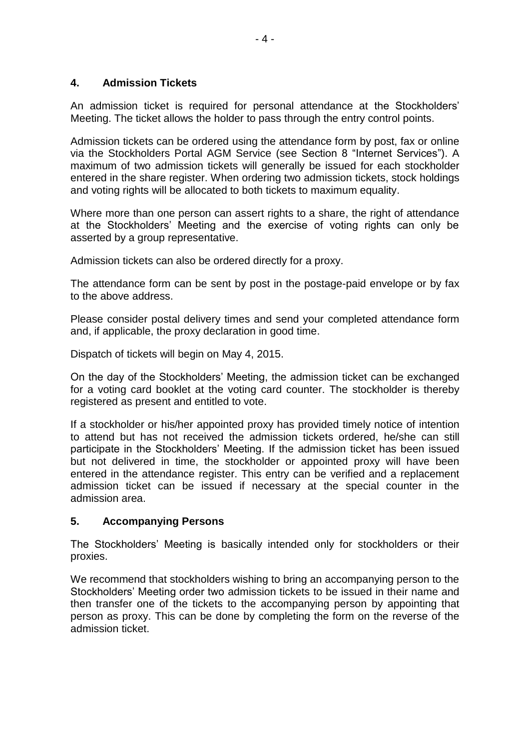## 4. Admission Tickets

An admission ticket is required for personal attendance at the Stockholders' Meeting. The ticket allows the holder to pass through the entry control points.

Admission tickets can be ordered using the attendance form by post, fax or online via the Stockholders Portal AGM Service (see Section 8 "Internet Services"). A maximum of two admission tickets will generally be issued for each stockholder entered in the share register. When ordering two admission tickets, stock holdings and voting rights will be allocated to both tickets to maximum equality.

Where more than one person can assert rights to a share, the right of attendance at the Stockholders' Meeting and the exercise of voting rights can only be asserted by a group representative.

Admission tickets can also be ordered directly for a proxy.

The attendance form can be sent by post in the postage-paid envelope or by fax to the above address.

Please consider postal delivery times and send your completed attendance form and, if applicable, the proxy declaration in good time.

Dispatch of tickets will begin on May 4, 2015.

On the day of the Stockholders' Meeting, the admission ticket can be exchanged for a voting card booklet at the voting card counter. The stockholder is thereby registered as present and entitled to vote.

If a stockholder or his/her appointed proxy has provided timely notice of intention to attend but has not received the admission tickets ordered, he/she can still participate in the Stockholders' Meeting. If the admission ticket has been issued but not delivered in time, the stockholder or appointed proxy will have been entered in the attendance register. This entry can be verified and a replacement admission ticket can be issued if necessary at the special counter in the admission area.

## 5. Accompanying Persons

The Stockholders' Meeting is basically intended only for stockholders or their proxies.

We recommend that stockholders wishing to bring an accompanying person to the Stockholders' Meeting order two admission tickets to be issued in their name and then transfer one of the tickets to the accompanying person by appointing that person as proxy. This can be done by completing the form on the reverse of the admission ticket.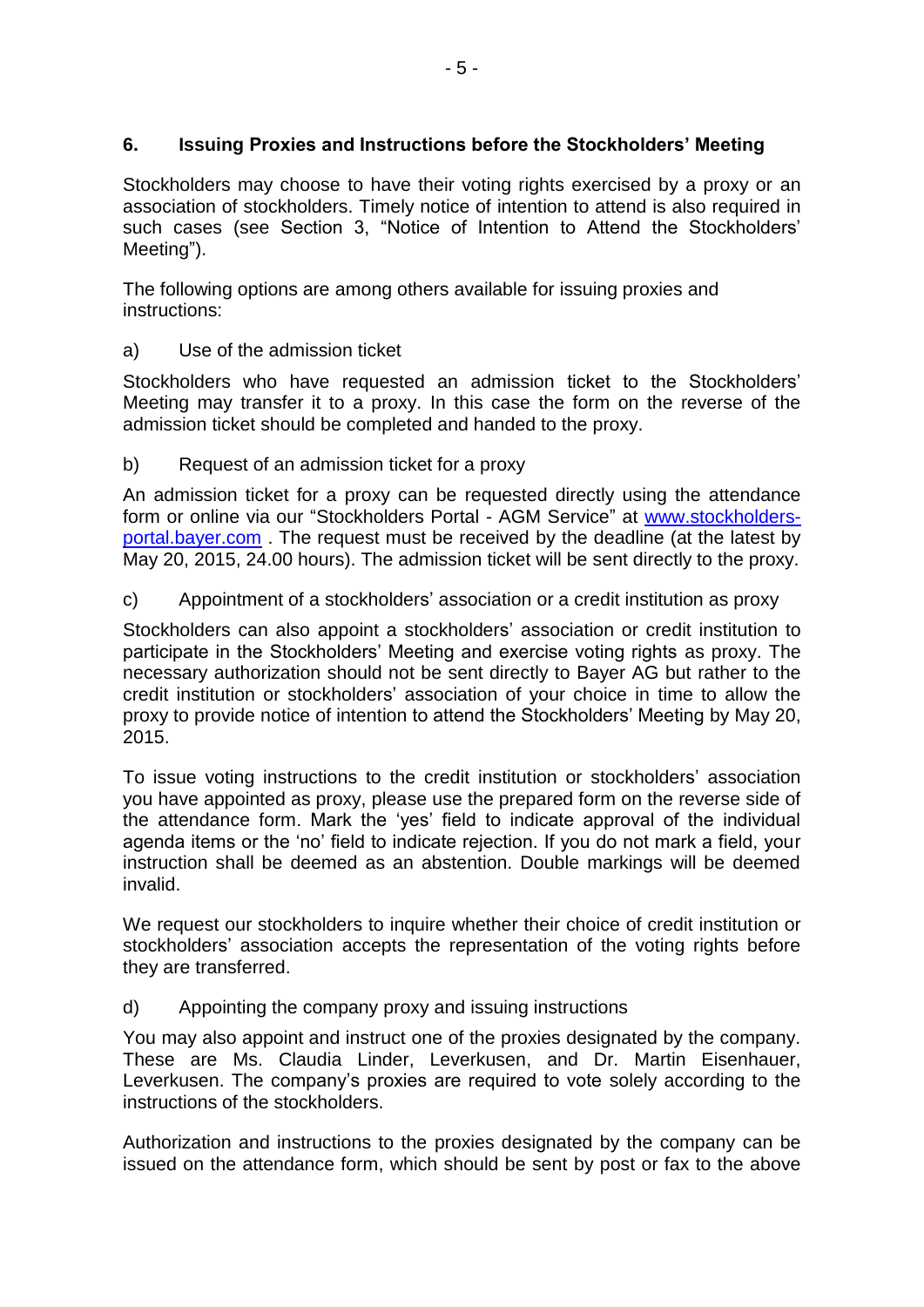## 6. Issuing Proxies and Instructions before the Stockholders' Meeting

Stockholders may choose to have their voting rights exercised by a proxy or an association of stockholders. Timely notice of intention to attend is also required in such cases (see Section 3, "Notice of Intention to Attend the Stockholders' Meeting").

The following options are among others available for issuing proxies and instructions:

a) Use of the admission ticket

Stockholders who have requested an admission ticket to the Stockholders' Meeting may transfer it to a proxy. In this case the form on the reverse of the admission ticket should be completed and handed to the proxy.

b) Request of an admission ticket for a proxy

An admission ticket for a proxy can be requested directly using the attendance form or online via our "Stockholders Portal - AGM Service" at www.stockholders-portal.bayer.com . The request must be received by the deadline (at the latest by May 20, 2015, 24.00 hours). The admission ticket will be sent directly to the proxy.

c) Appointment of a stockholders' association or a credit institution as proxy

Stockholders can also appoint a stockholders' association or credit institution to participate in the Stockholders' Meeting and exercise voting rights as proxy. The necessary authorization should not be sent directly to Bayer AG but rather to the credit institution or stockholders' association of your choice in time to allow the proxy to provide notice of intention to attend the Stockholders' Meeting by May 20, 2015.

To issue voting instructions to the credit institution or stockholders' association you have appointed as proxy, please use the prepared form on the reverse side of the attendance form. Mark the 'yes' field to indicate approval of the individual agenda items or the 'no' field to indicate rejection. If you do not mark a field, your instruction shall be deemed as an abstention. Double markings will be deemed invalid.

We request our stockholders to inquire whether their choice of credit institution or stockholders' association accepts the representation of the voting rights before they are transferred.

d) Appointing the company proxy and issuing instructions

You may also appoint and instruct one of the proxies designated by the company. These are Ms. Claudia Linder, Leverkusen, and Dr. Martin Eisenhauer, Leverkusen. The company's proxies are required to vote solely according to the instructions of the stockholders.

Authorization and instructions to the proxies designated by the company can be issued on the attendance form, which should be sent by post or fax to the above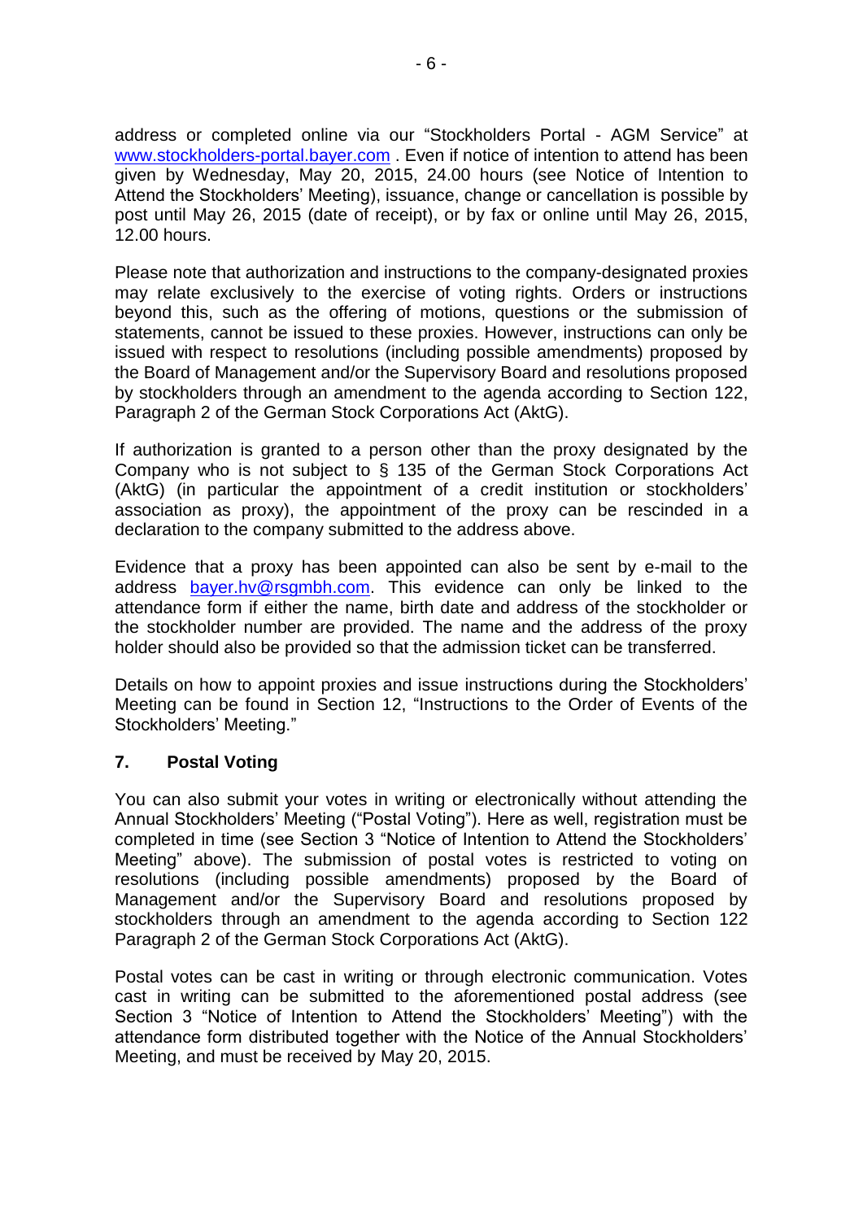address or completed online via our "Stockholders Portal - AGM Service" at www.stockholders-portal.bayer.com . Even if notice of intention to attend has been given by Wednesday, May 20, 2015, 24.00 hours (see Notice of Intention to Attend the Stockholders' Meeting), issuance, change or cancellation is possible by post until May 26, 2015 (date of receipt), or by fax or online until May 26, 2015, 12.00 hours.

Please note that authorization and instructions to the company-designated proxies may relate exclusively to the exercise of voting rights. Orders or instructions beyond this, such as the offering of motions, questions or the submission of statements, cannot be issued to these proxies. However, instructions can only be issued with respect to resolutions (including possible amendments) proposed by the Board of Management and/or the Supervisory Board and resolutions proposed by stockholders through an amendment to the agenda according to Section 122, Paragraph 2 of the German Stock Corporations Act (AktG).

If authorization is granted to a person other than the proxy designated by the Company who is not subject to § 135 of the German Stock Corporations Act (AktG) (in particular the appointment of a credit institution or stockholders' association as proxy), the appointment of the proxy can be rescinded in a declaration to the company submitted to the address above.

Evidence that a proxy has been appointed can also be sent by e-mail to the address bayer.hv@rsgmbh.com. This evidence can only be linked to the attendance form if either the name, birth date and address of the stockholder or the stockholder number are provided. The name and the address of the proxy holder should also be provided so that the admission ticket can be transferred.

Details on how to appoint proxies and issue instructions during the Stockholders' Meeting can be found in Section 12, "Instructions to the Order of Events of the Stockholders' Meeting."

## 7. Postal Voting

You can also submit your votes in writing or electronically without attending the Annual Stockholders' Meeting ("Postal Voting"). Here as well, registration must be completed in time (see Section 3 "Notice of Intention to Attend the Stockholders' Meeting" above). The submission of postal votes is restricted to voting on resolutions (including possible amendments) proposed by the Board of Management and/or the Supervisory Board and resolutions proposed by stockholders through an amendment to the agenda according to Section 122 Paragraph 2 of the German Stock Corporations Act (AktG).

Postal votes can be cast in writing or through electronic communication. Votes cast in writing can be submitted to the aforementioned postal address (see Section 3 "Notice of Intention to Attend the Stockholders' Meeting") with the attendance form distributed together with the Notice of the Annual Stockholders' Meeting, and must be received by May 20, 2015.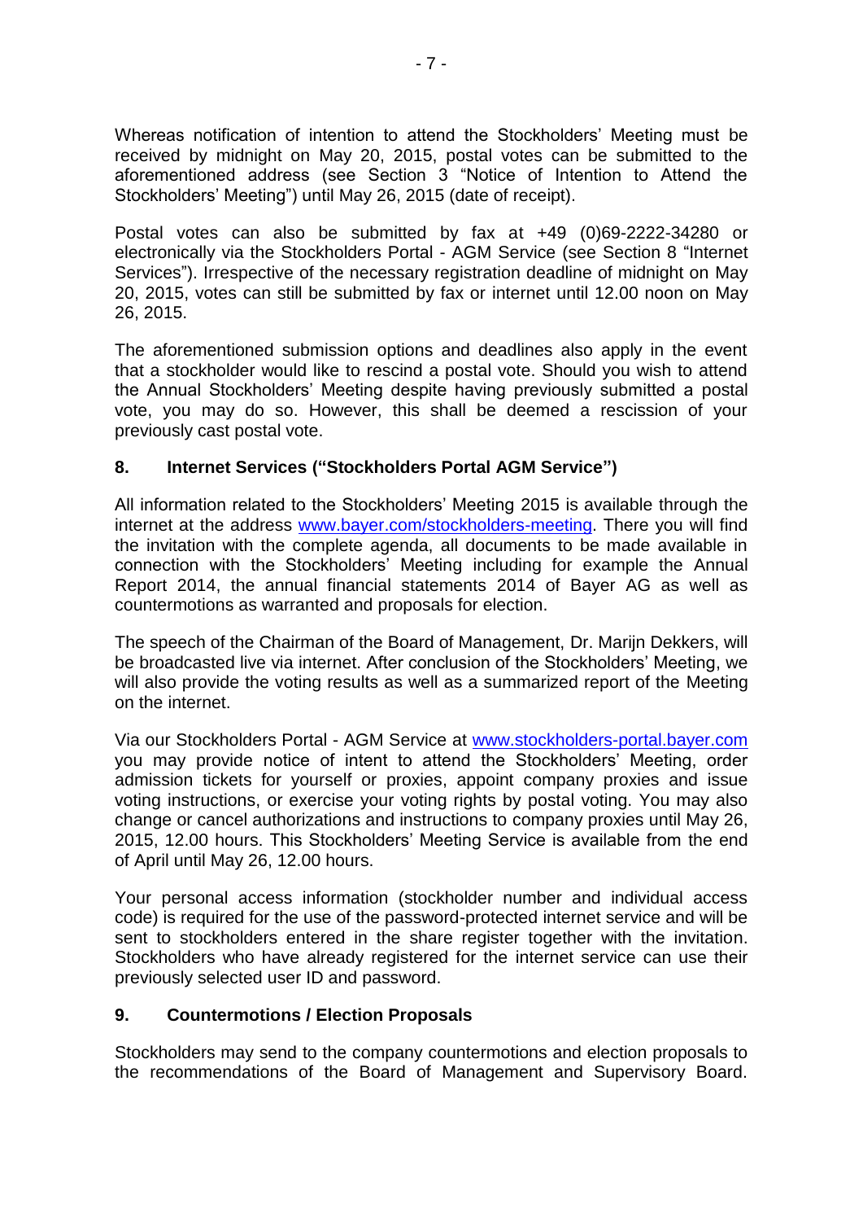Whereas notification of intention to attend the Stockholders' Meeting must be received by midnight on May 20, 2015, postal votes can be submitted to the aforementioned address (see Section 3 "Notice of Intention to Attend the Stockholders' Meeting") until May 26, 2015 (date of receipt).

Postal votes can also be submitted by fax at +49 (0)69-2222-34280 or electronically via the Stockholders Portal - AGM Service (see Section 8 "Internet Services"). Irrespective of the necessary registration deadline of midnight on May 20, 2015, votes can still be submitted by fax or internet until 12.00 noon on May 26, 2015.

The aforementioned submission options and deadlines also apply in the event that a stockholder would like to rescind a postal vote. Should you wish to attend the Annual Stockholders' Meeting despite having previously submitted a postal vote, you may do so. However, this shall be deemed a rescission of your previously cast postal vote.

## 8. Internet Services ("Stockholders Portal AGM Service")

All information related to the Stockholders' Meeting 2015 is available through the internet at the address www.bayer.com/stockholders-meeting. There you will find the invitation with the complete agenda, all documents to be made available in connection with the Stockholders' Meeting including for example the Annual Report 2014, the annual financial statements 2014 of Bayer AG as well as countermotions as warranted and proposals for election.

The speech of the Chairman of the Board of Management, Dr. Marijn Dekkers, will be broadcasted live via internet. After conclusion of the Stockholders' Meeting, we will also provide the voting results as well as a summarized report of the Meeting on the internet.

Via our Stockholders Portal - AGM Service at www.stockholders-portal.bayer.com you may provide notice of intent to attend the Stockholders' Meeting, order admission tickets for yourself or proxies, appoint company proxies and issue voting instructions, or exercise your voting rights by postal voting. You may also change or cancel authorizations and instructions to company proxies until May 26, 2015, 12.00 hours. This Stockholders' Meeting Service is available from the end of April until May 26, 12.00 hours.

Your personal access information (stockholder number and individual access code) is required for the use of the password-protected internet service and will be sent to stockholders entered in the share register together with the invitation. Stockholders who have already registered for the internet service can use their previously selected user ID and password.

## 9. Countermotions / Election Proposals

Stockholders may send to the company countermotions and election proposals to the recommendations of the Board of Management and Supervisory Board.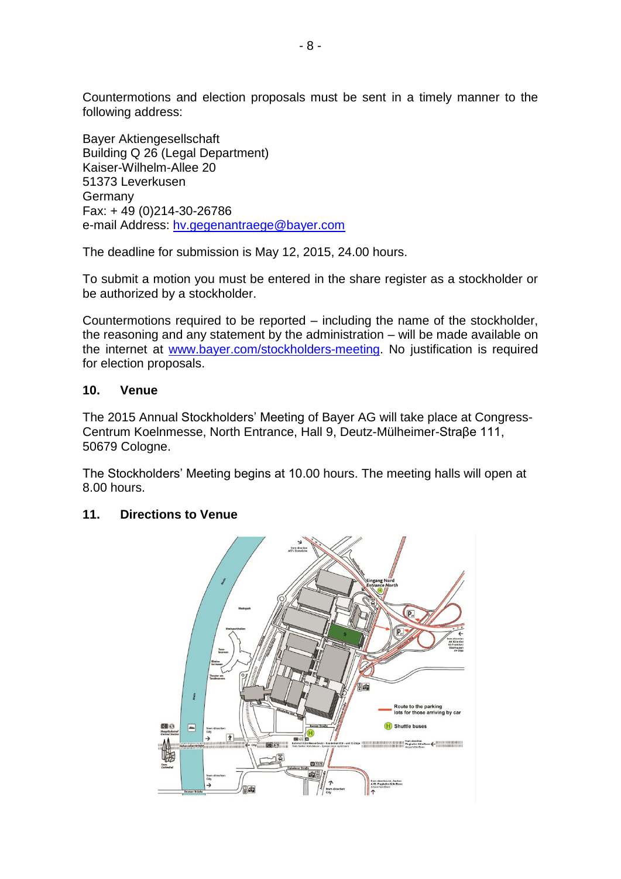Countermotions and election proposals must be sent in a timely manner to the following address:

Bayer Aktiengesellschaft
Building Q 26 (Legal Department)
Kaiser-Wilhelm-Allee 20
51373 Leverkusen
Germany
Fax: + 49 (0)214-30-26786
e-mail Address: hv.gegenantraege@bayer.com

The deadline for submission is May 12, 2015, 24.00 hours.

To submit a motion you must be entered in the share register as a stockholder or be authorized by a stockholder.

Countermotions required to be reported – including the name of the stockholder, the reasoning and any statement by the administration – will be made available on the internet at www.bayer.com/stockholders-meeting. No justification is required for election proposals.

## 10. Venue

The 2015 Annual Stockholders' Meeting of Bayer AG will take place at Congress-Centrum Koelnmesse, North Entrance, Hall 9, Deutz-Mülheimer-Straβe 111, 50679 Cologne.

The Stockholders' Meeting begins at 10.00 hours. The meeting halls will open at 8.00 hours.

## 11. Directions to Venue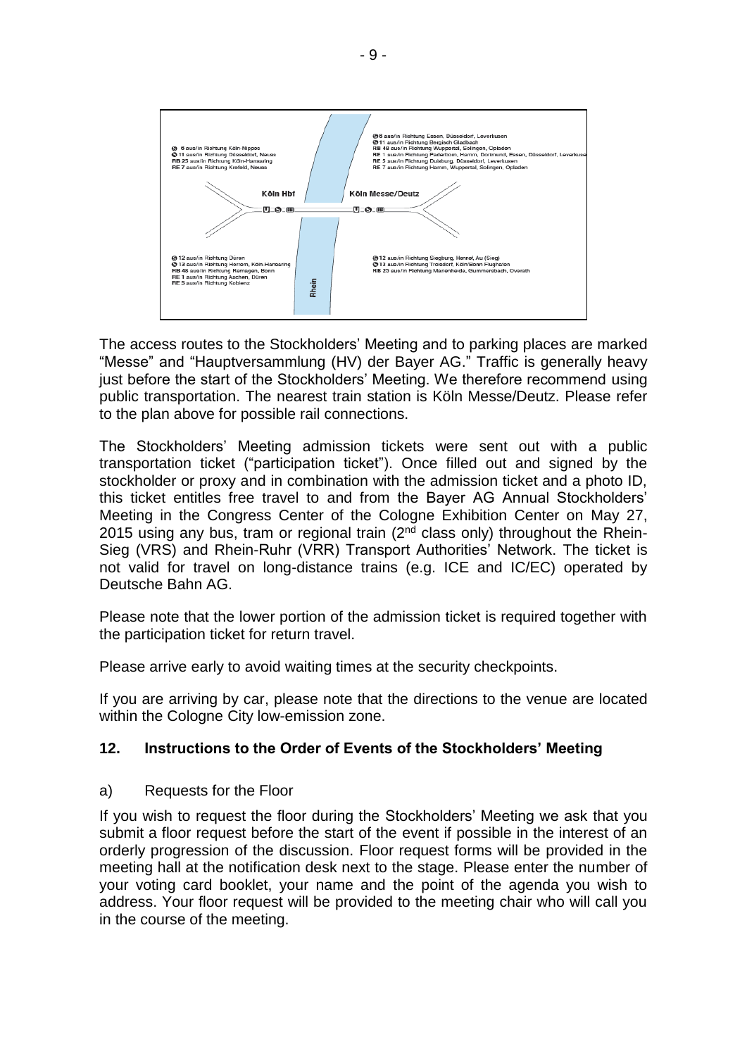S 6 aus/in Richtung Köln-Nippes
S 11 aus/in Richtung Düsseldorf, Neuss
RB 25 aus/in Richtung Köln-Hansaring
RE 7 aus/in Richtung Krefeld, Neuss

S 6 aus/in Richtung Essen, Düsseldorf, Leverkusen
S 11 aus/in Richtung Bergisch Gladbach
RB 48 aus/in Richtung Wuppertal, Solingen, Opladen
RE 1 aus/in Richtung Paderborn, Hamm, Dortmund, Essen, Düsseldorf, Leverkusen
RE 5 aus/in Richtung Duisburg, Düsseldorf, Leverkusen
RE 7 aus/in Richtung Hamm, Wuppertal, Solingen, Opladen

Köln Hbf

Köln Messe/Deutz

S 12 aus/in Richtung Düren
S 13 aus/in Richtung Horrem, Köln-Hansaring
RB 48 aus/in Richtung Remagen, Bonn
RE 1 aus/in Richtung Aachen, Düren
RE 5 aus/in Richtung Koblenz

S 12 aus/in Richtung Siegburg, Hennef, Au (Sieg)
S 13 aus/in Richtung Troisdorf, Köln/Bonn Flughafen
RB 25 aus/in Richtung Marienheide, Gummersbach, Overath

Rhein

The access routes to the Stockholders' Meeting and to parking places are marked "Messe" and "Hauptversammlung (HV) der Bayer AG." Traffic is generally heavy just before the start of the Stockholders' Meeting. We therefore recommend using public transportation. The nearest train station is Köln Messe/Deutz. Please refer to the plan above for possible rail connections.

The Stockholders' Meeting admission tickets were sent out with a public transportation ticket ("participation ticket"). Once filled out and signed by the stockholder or proxy and in combination with the admission ticket and a photo ID, this ticket entitles free travel to and from the Bayer AG Annual Stockholders' Meeting in the Congress Center of the Cologne Exhibition Center on May 27, 2015 using any bus, tram or regional train (2nd class only) throughout the Rhein-Sieg (VRS) and Rhein-Ruhr (VRR) Transport Authorities' Network. The ticket is not valid for travel on long-distance trains (e.g. ICE and IC/EC) operated by Deutsche Bahn AG.

Please note that the lower portion of the admission ticket is required together with the participation ticket for return travel.

Please arrive early to avoid waiting times at the security checkpoints.

If you are arriving by car, please note that the directions to the venue are located within the Cologne City low-emission zone.

## 12. Instructions to the Order of Events of the Stockholders' Meeting

a) Requests for the Floor

If you wish to request the floor during the Stockholders' Meeting we ask that you submit a floor request before the start of the event if possible in the interest of an orderly progression of the discussion. Floor request forms will be provided in the meeting hall at the notification desk next to the stage. Please enter the number of your voting card booklet, your name and the point of the agenda you wish to address. Your floor request will be provided to the meeting chair who will call you in the course of the meeting.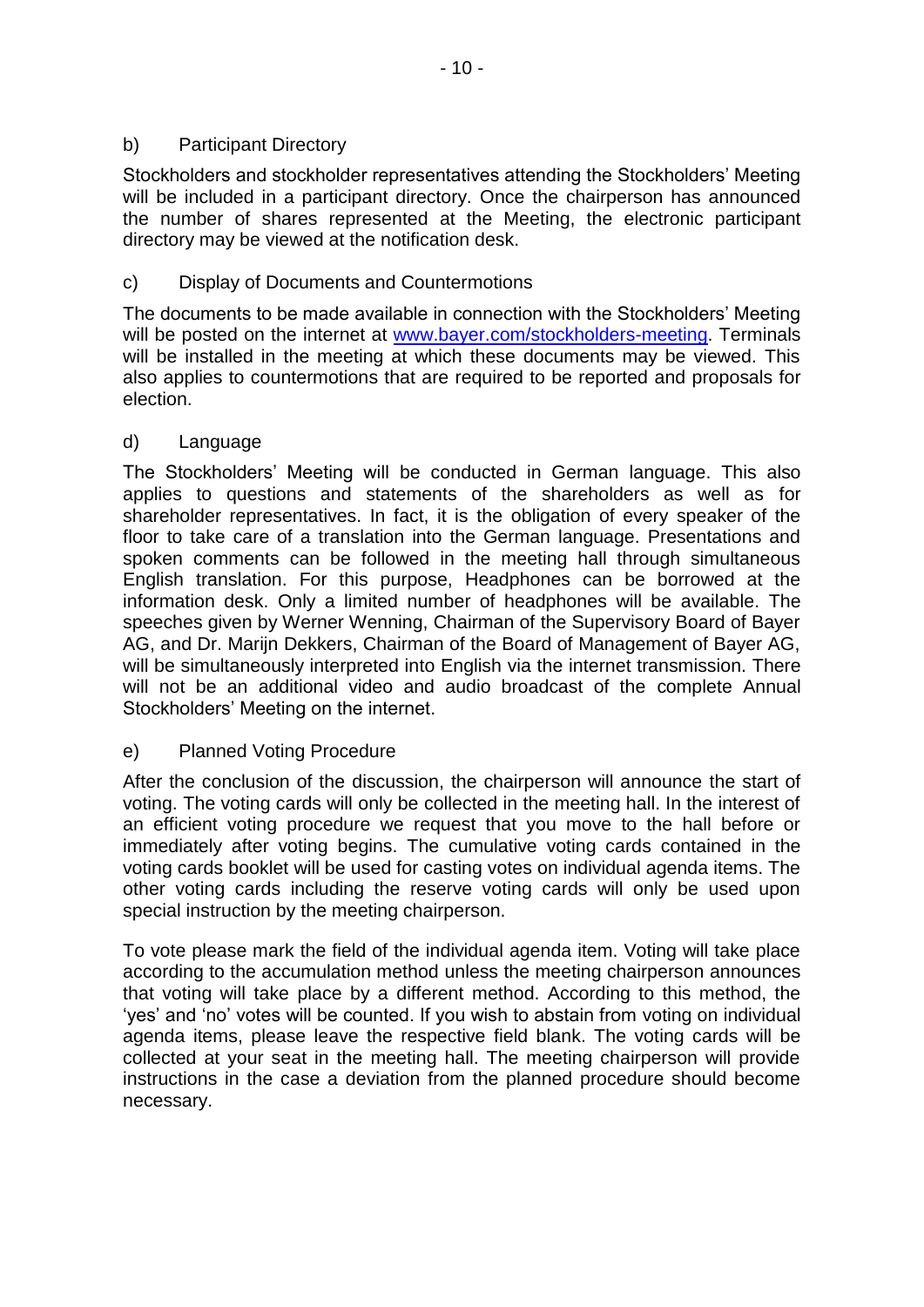b) Participant Directory

Stockholders and stockholder representatives attending the Stockholders' Meeting will be included in a participant directory. Once the chairperson has announced the number of shares represented at the Meeting, the electronic participant directory may be viewed at the notification desk.

c) Display of Documents and Countermotions

The documents to be made available in connection with the Stockholders' Meeting will be posted on the internet at www.bayer.com/stockholders-meeting. Terminals will be installed in the meeting at which these documents may be viewed. This also applies to countermotions that are required to be reported and proposals for election.

d) Language

The Stockholders' Meeting will be conducted in German language. This also applies to questions and statements of the shareholders as well as for shareholder representatives. In fact, it is the obligation of every speaker of the floor to take care of a translation into the German language. Presentations and spoken comments can be followed in the meeting hall through simultaneous English translation. For this purpose, Headphones can be borrowed at the information desk. Only a limited number of headphones will be available. The speeches given by Werner Wenning, Chairman of the Supervisory Board of Bayer AG, and Dr. Marijn Dekkers, Chairman of the Board of Management of Bayer AG, will be simultaneously interpreted into English via the internet transmission. There will not be an additional video and audio broadcast of the complete Annual Stockholders' Meeting on the internet.

e) Planned Voting Procedure

After the conclusion of the discussion, the chairperson will announce the start of voting. The voting cards will only be collected in the meeting hall. In the interest of an efficient voting procedure we request that you move to the hall before or immediately after voting begins. The cumulative voting cards contained in the voting cards booklet will be used for casting votes on individual agenda items. The other voting cards including the reserve voting cards will only be used upon special instruction by the meeting chairperson.

To vote please mark the field of the individual agenda item. Voting will take place according to the accumulation method unless the meeting chairperson announces that voting will take place by a different method. According to this method, the 'yes' and 'no' votes will be counted. If you wish to abstain from voting on individual agenda items, please leave the respective field blank. The voting cards will be collected at your seat in the meeting hall. The meeting chairperson will provide instructions in the case a deviation from the planned procedure should become necessary.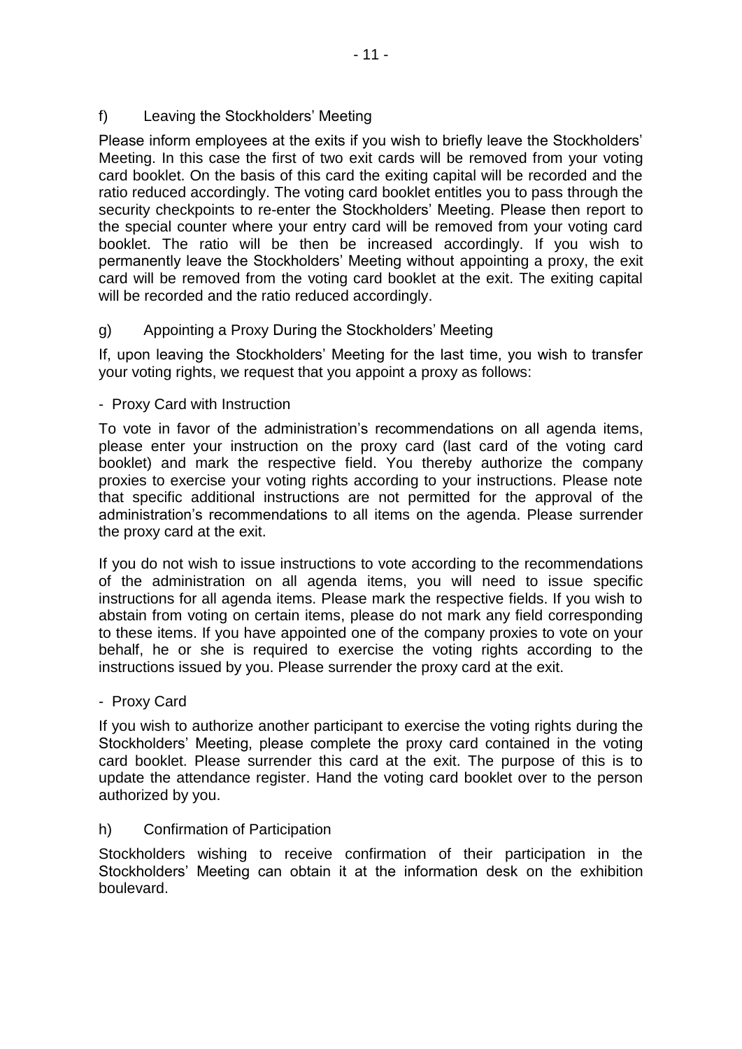### f) Leaving the Stockholders' Meeting

Please inform employees at the exits if you wish to briefly leave the Stockholders' Meeting. In this case the first of two exit cards will be removed from your voting card booklet. On the basis of this card the exiting capital will be recorded and the ratio reduced accordingly. The voting card booklet entitles you to pass through the security checkpoints to re-enter the Stockholders' Meeting. Please then report to the special counter where your entry card will be removed from your voting card booklet. The ratio will be then be increased accordingly. If you wish to permanently leave the Stockholders' Meeting without appointing a proxy, the exit card will be removed from the voting card booklet at the exit. The exiting capital will be recorded and the ratio reduced accordingly.

### g) Appointing a Proxy During the Stockholders' Meeting

If, upon leaving the Stockholders' Meeting for the last time, you wish to transfer your voting rights, we request that you appoint a proxy as follows:

- Proxy Card with Instruction

To vote in favor of the administration's recommendations on all agenda items, please enter your instruction on the proxy card (last card of the voting card booklet) and mark the respective field. You thereby authorize the company proxies to exercise your voting rights according to your instructions. Please note that specific additional instructions are not permitted for the approval of the administration's recommendations to all items on the agenda. Please surrender the proxy card at the exit.

If you do not wish to issue instructions to vote according to the recommendations of the administration on all agenda items, you will need to issue specific instructions for all agenda items. Please mark the respective fields. If you wish to abstain from voting on certain items, please do not mark any field corresponding to these items. If you have appointed one of the company proxies to vote on your behalf, he or she is required to exercise the voting rights according to the instructions issued by you. Please surrender the proxy card at the exit.

- Proxy Card

If you wish to authorize another participant to exercise the voting rights during the Stockholders' Meeting, please complete the proxy card contained in the voting card booklet. Please surrender this card at the exit. The purpose of this is to update the attendance register. Hand the voting card booklet over to the person authorized by you.

### h) Confirmation of Participation

Stockholders wishing to receive confirmation of their participation in the Stockholders' Meeting can obtain it at the information desk on the exhibition boulevard.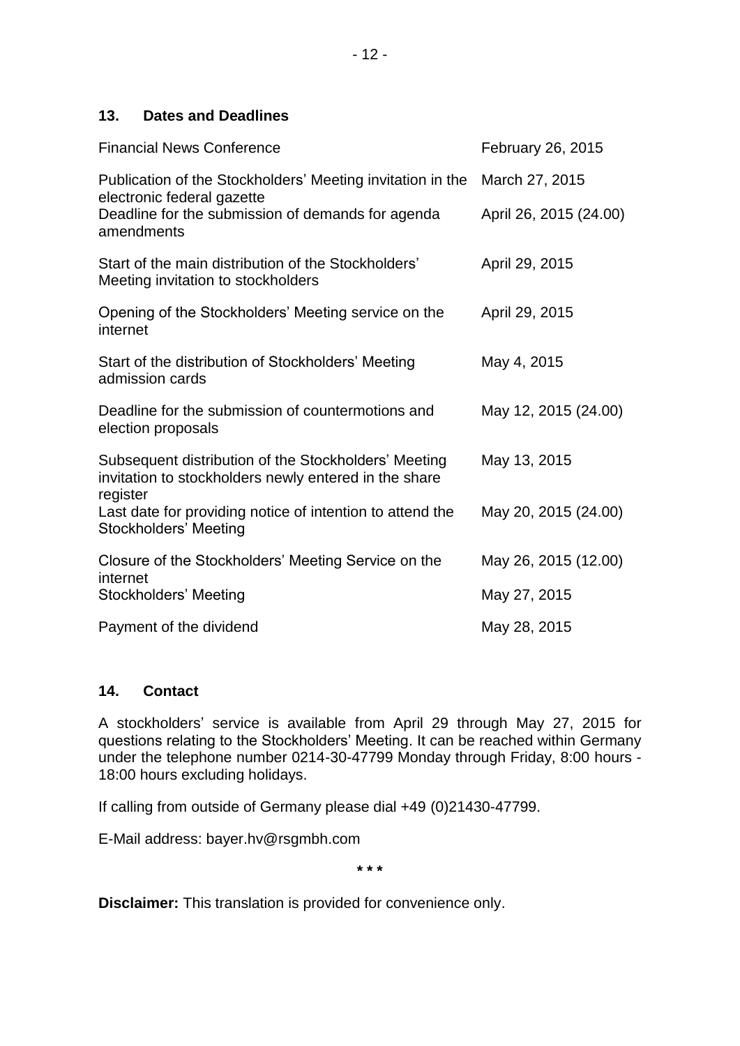## 13. Dates and Deadlines

| | |
|---|---|
| Financial News Conference | February 26, 2015 |
| Publication of the Stockholders' Meeting invitation in the electronic federal gazette | March 27, 2015 |
| Deadline for the submission of demands for agenda amendments | April 26, 2015 (24.00) |
| Start of the main distribution of the Stockholders' Meeting invitation to stockholders | April 29, 2015 |
| Opening of the Stockholders' Meeting service on the internet | April 29, 2015 |
| Start of the distribution of Stockholders' Meeting admission cards | May 4, 2015 |
| Deadline for the submission of countermotions and election proposals | May 12, 2015 (24.00) |
| Subsequent distribution of the Stockholders' Meeting invitation to stockholders newly entered in the share register | May 13, 2015 |
| Last date for providing notice of intention to attend the Stockholders' Meeting | May 20, 2015 (24.00) |
| Closure of the Stockholders' Meeting Service on the internet | May 26, 2015 (12.00) |
| Stockholders' Meeting | May 27, 2015 |
| Payment of the dividend | May 28, 2015 |

## 14. Contact

A stockholders' service is available from April 29 through May 27, 2015 for questions relating to the Stockholders' Meeting. It can be reached within Germany under the telephone number 0214-30-47799 Monday through Friday, 8:00 hours - 18:00 hours excluding holidays.

If calling from outside of Germany please dial +49 (0)21430-47799.

E-Mail address: bayer.hv@rsgmbh.com

\* \* \*

**Disclaimer:** This translation is provided for convenience only.